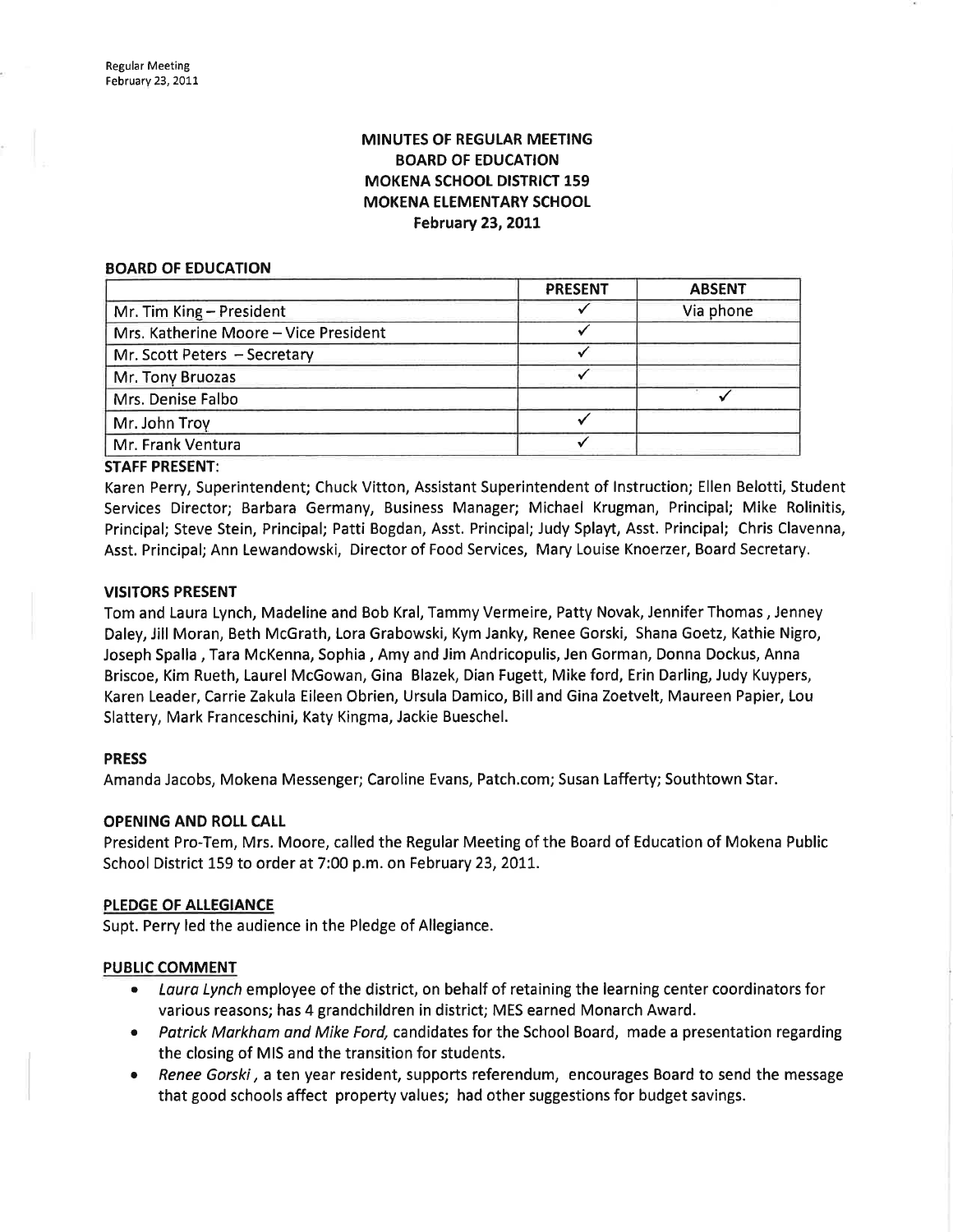# MINUTES OF REGULAR MEETING
## BOARD OF EDUCATION
## MOKENA SCHOOL DISTRICT 159
## MOKENA ELEMENTARY SCHOOL
## February 23, 2011

### BOARD OF EDUCATION

| | PRESENT | ABSENT |
|---|---|---|
| Mr. Tim King – President | ✓ | Via phone |
| Mrs. Katherine Moore – Vice President | ✓ | |
| Mr. Scott Peters – Secretary | ✓ | |
| Mr. Tony Bruozas | ✓ | |
| Mrs. Denise Falbo | | ✓ |
| Mr. John Troy | ✓ | |
| Mr. Frank Ventura | ✓ | |

### STAFF PRESENT:

Karen Perry, Superintendent; Chuck Vitton, Assistant Superintendent of Instruction; Ellen Belotti, Student Services Director; Barbara Germany, Business Manager; Michael Krugman, Principal; Mike Rolinitis, Principal; Steve Stein, Principal; Patti Bogdan, Asst. Principal; Judy Splayt, Asst. Principal; Chris Clavenna, Asst. Principal; Ann Lewandowski, Director of Food Services, Mary Louise Knoerzer, Board Secretary.

### VISITORS PRESENT

Tom and Laura Lynch, Madeline and Bob Kral, Tammy Vermeire, Patty Novak, Jennifer Thomas, Jenney Daley, Jill Moran, Beth McGrath, Lora Grabowski, Kym Janky, Renee Gorski, Shana Goetz, Kathie Nigro, Joseph Spalla, Tara McKenna, Sophia, Amy and Jim Andricopulis, Jen Gorman, Donna Dockus, Anna Briscoe, Kim Rueth, Laurel McGowan, Gina Blazek, Dian Fugett, Mike ford, Erin Darling, Judy Kuypers, Karen Leader, Carrie Zakula Eileen Obrien, Ursula Damico, Bill and Gina Zoetvelt, Maureen Papier, Lou Slattery, Mark Franceschini, Katy Kingma, Jackie Bueschel.

### PRESS

Amanda Jacobs, Mokena Messenger; Caroline Evans, Patch.com; Susan Lafferty; Southtown Star.

### OPENING AND ROLL CALL

President Pro-Tem, Mrs. Moore, called the Regular Meeting of the Board of Education of Mokena Public School District 159 to order at 7:00 p.m. on February 23, 2011.

### PLEDGE OF ALLEGIANCE

Supt. Perry led the audience in the Pledge of Allegiance.

### PUBLIC COMMENT

- *Laura Lynch* employee of the district, on behalf of retaining the learning center coordinators for various reasons; has 4 grandchildren in district; MES earned Monarch Award.
- *Patrick Markham and Mike Ford,* candidates for the School Board, made a presentation regarding the closing of MIS and the transition for students.
- *Renee Gorski*, a ten year resident, supports referendum, encourages Board to send the message that good schools affect property values; had other suggestions for budget savings.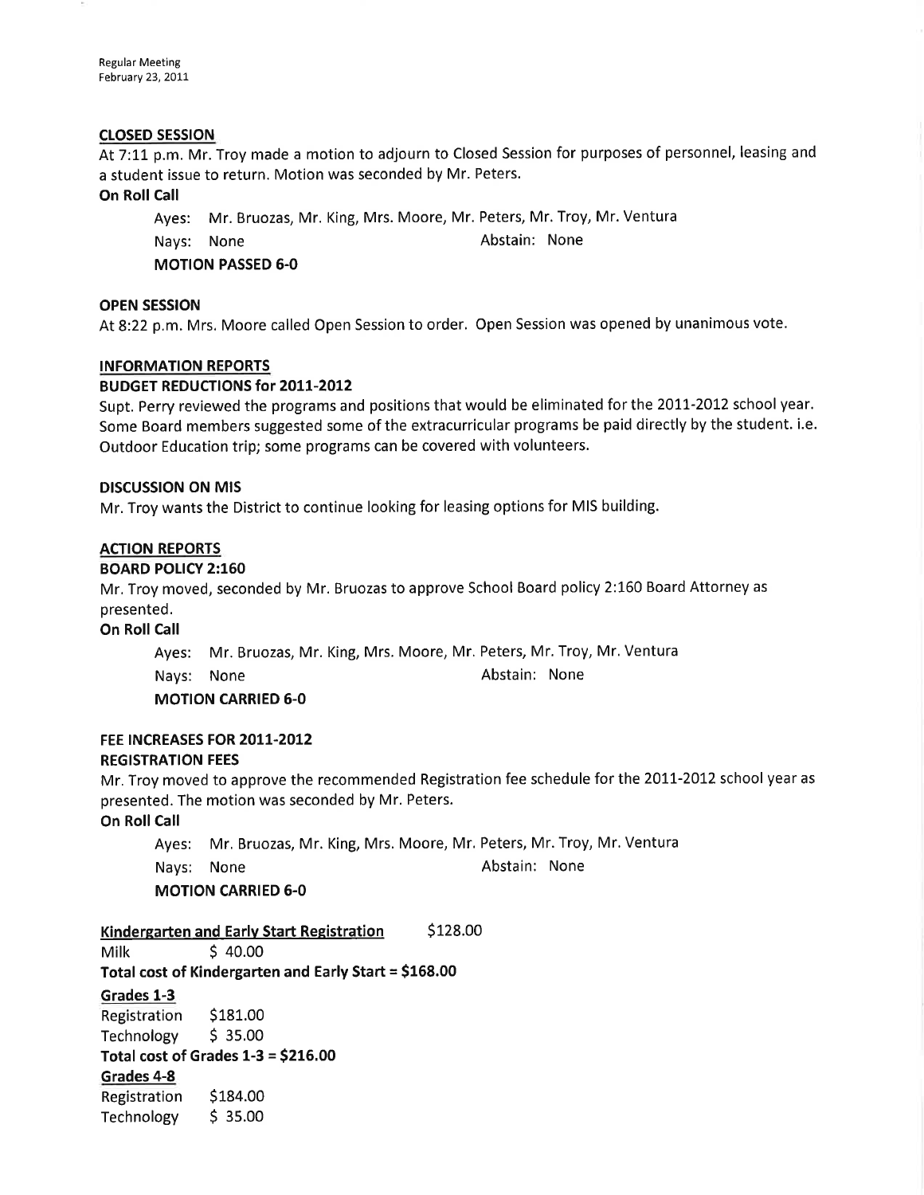### CLOSED SESSION

At 7:11 p.m. Mr. Troy made a motion to adjourn to Closed Session for purposes of personnel, leasing and a student issue to return. Motion was seconded by Mr. Peters.

**On Roll Call**

Ayes: Mr. Bruozas, Mr. King, Mrs. Moore, Mr. Peters, Mr. Troy, Mr. Ventura

Nays: None  Abstain: None

**MOTION PASSED 6-0**

### OPEN SESSION

At 8:22 p.m. Mrs. Moore called Open Session to order. Open Session was opened by unanimous vote.

### INFORMATION REPORTS

**BUDGET REDUCTIONS for 2011-2012**

Supt. Perry reviewed the programs and positions that would be eliminated for the 2011-2012 school year. Some Board members suggested some of the extracurricular programs be paid directly by the student. i.e. Outdoor Education trip; some programs can be covered with volunteers.

**DISCUSSION ON MIS**

Mr. Troy wants the District to continue looking for leasing options for MIS building.

### ACTION REPORTS

**BOARD POLICY 2:160**

Mr. Troy moved, seconded by Mr. Bruozas to approve School Board policy 2:160 Board Attorney as presented.

**On Roll Call**

Ayes: Mr. Bruozas, Mr. King, Mrs. Moore, Mr. Peters, Mr. Troy, Mr. Ventura

Nays: None  Abstain: None

**MOTION CARRIED 6-0**

**FEE INCREASES FOR 2011-2012**

**REGISTRATION FEES**

Mr. Troy moved to approve the recommended Registration fee schedule for the 2011-2012 school year as presented. The motion was seconded by Mr. Peters.

**On Roll Call**

Ayes: Mr. Bruozas, Mr. King, Mrs. Moore, Mr. Peters, Mr. Troy, Mr. Ventura

Nays: None  Abstain: None

**MOTION CARRIED 6-0**

**Kindergarten and Early Start Registration** $128.00

Milk $ 40.00

**Total cost of Kindergarten and Early Start = $168.00**

**Grades 1-3**

Registration $181.00

Technology $ 35.00

**Total cost of Grades 1-3 = $216.00**

**Grades 4-8**

Registration $184.00

Technology $ 35.00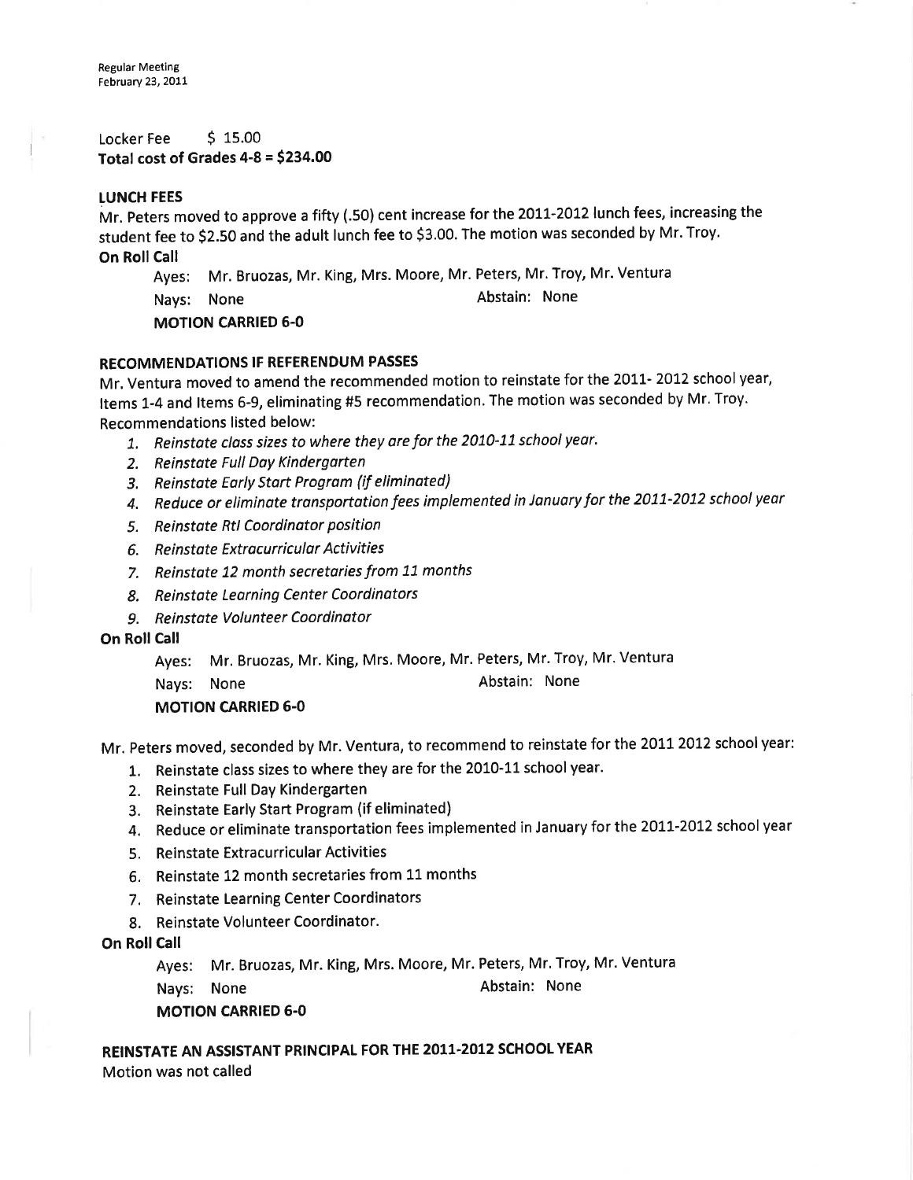Locker Fee $ 15.00
**Total cost of Grades 4-8 = $234.00**

**LUNCH FEES**

Mr. Peters moved to approve a fifty (.50) cent increase for the 2011-2012 lunch fees, increasing the student fee to $2.50 and the adult lunch fee to $3.00. The motion was seconded by Mr. Troy.

**On Roll Call**

Ayes: Mr. Bruozas, Mr. King, Mrs. Moore, Mr. Peters, Mr. Troy, Mr. Ventura
Nays: None Abstain: None
**MOTION CARRIED 6-0**

**RECOMMENDATIONS IF REFERENDUM PASSES**

Mr. Ventura moved to amend the recommended motion to reinstate for the 2011- 2012 school year, Items 1-4 and Items 6-9, eliminating #5 recommendation. The motion was seconded by Mr. Troy. Recommendations listed below:

1. *Reinstate class sizes to where they are for the 2010-11 school year.*
2. *Reinstate Full Day Kindergarten*
3. *Reinstate Early Start Program (if eliminated)*
4. *Reduce or eliminate transportation fees implemented in January for the 2011-2012 school year*
5. *Reinstate RtI Coordinator position*
6. *Reinstate Extracurricular Activities*
7. *Reinstate 12 month secretaries from 11 months*
8. *Reinstate Learning Center Coordinators*
9. *Reinstate Volunteer Coordinator*

**On Roll Call**

Ayes: Mr. Bruozas, Mr. King, Mrs. Moore, Mr. Peters, Mr. Troy, Mr. Ventura
Nays: None Abstain: None
**MOTION CARRIED 6-0**

Mr. Peters moved, seconded by Mr. Ventura, to recommend to reinstate for the 2011 2012 school year:

1. Reinstate class sizes to where they are for the 2010-11 school year.
2. Reinstate Full Day Kindergarten
3. Reinstate Early Start Program (if eliminated)
4. Reduce or eliminate transportation fees implemented in January for the 2011-2012 school year
5. Reinstate Extracurricular Activities
6. Reinstate 12 month secretaries from 11 months
7. Reinstate Learning Center Coordinators
8. Reinstate Volunteer Coordinator.

**On Roll Call**

Ayes: Mr. Bruozas, Mr. King, Mrs. Moore, Mr. Peters, Mr. Troy, Mr. Ventura
Nays: None Abstain: None
**MOTION CARRIED 6-0**

**REINSTATE AN ASSISTANT PRINCIPAL FOR THE 2011-2012 SCHOOL YEAR**

Motion was not called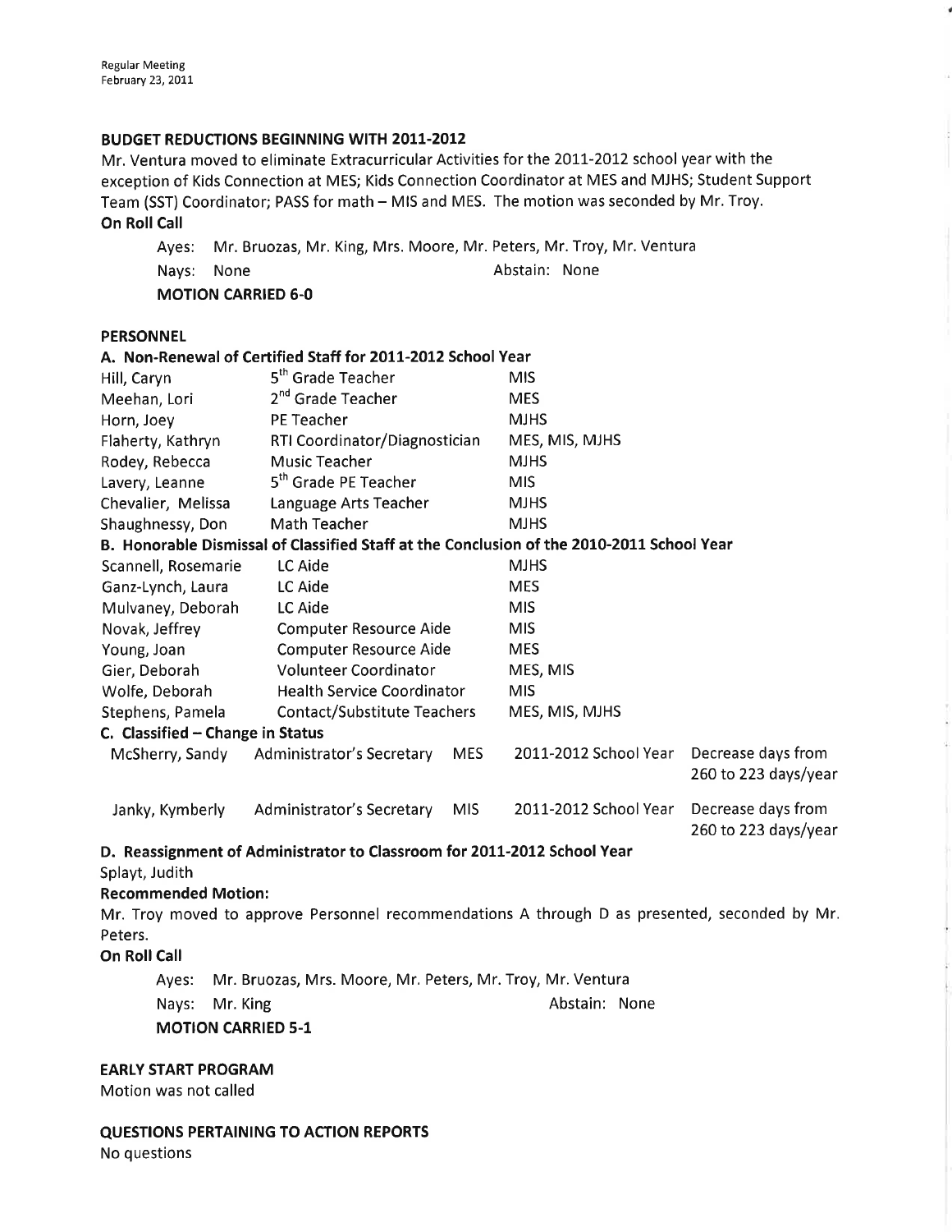## BUDGET REDUCTIONS BEGINNING WITH 2011-2012

Mr. Ventura moved to eliminate Extracurricular Activities for the 2011-2012 school year with the exception of Kids Connection at MES; Kids Connection Coordinator at MES and MJHS; Student Support Team (SST) Coordinator; PASS for math – MIS and MES. The motion was seconded by Mr. Troy.

**On Roll Call**

Ayes: Mr. Bruozas, Mr. King, Mrs. Moore, Mr. Peters, Mr. Troy, Mr. Ventura

Nays: None    Abstain: None

**MOTION CARRIED 6-0**

## PERSONNEL

### A. Non-Renewal of Certified Staff for 2011-2012 School Year

| | | |
|---|---|---|
| Hill, Caryn | 5th Grade Teacher | MIS |
| Meehan, Lori | 2nd Grade Teacher | MES |
| Horn, Joey | PE Teacher | MJHS |
| Flaherty, Kathryn | RTI Coordinator/Diagnostician | MES, MIS, MJHS |
| Rodey, Rebecca | Music Teacher | MJHS |
| Lavery, Leanne | 5th Grade PE Teacher | MIS |
| Chevalier, Melissa | Language Arts Teacher | MJHS |
| Shaughnessy, Don | Math Teacher | MJHS |

### B. Honorable Dismissal of Classified Staff at the Conclusion of the 2010-2011 School Year

| | | |
|---|---|---|
| Scannell, Rosemarie | LC Aide | MJHS |
| Ganz-Lynch, Laura | LC Aide | MES |
| Mulvaney, Deborah | LC Aide | MIS |
| Novak, Jeffrey | Computer Resource Aide | MIS |
| Young, Joan | Computer Resource Aide | MES |
| Gier, Deborah | Volunteer Coordinator | MES, MIS |
| Wolfe, Deborah | Health Service Coordinator | MIS |
| Stephens, Pamela | Contact/Substitute Teachers | MES, MIS, MJHS |

### C. Classified – Change in Status

| | | | | |
|---|---|---|---|---|
| McSherry, Sandy | Administrator's Secretary | MES | 2011-2012 School Year | Decrease days from 260 to 223 days/year |
| Janky, Kymberly | Administrator's Secretary | MIS | 2011-2012 School Year | Decrease days from 260 to 223 days/year |

### D. Reassignment of Administrator to Classroom for 2011-2012 School Year

Splayt, Judith

**Recommended Motion:**

Mr. Troy moved to approve Personnel recommendations A through D as presented, seconded by Mr. Peters.

**On Roll Call**

Ayes: Mr. Bruozas, Mrs. Moore, Mr. Peters, Mr. Troy, Mr. Ventura

Nays: Mr. King    Abstain: None

**MOTION CARRIED 5-1**

## EARLY START PROGRAM

Motion was not called

## QUESTIONS PERTAINING TO ACTION REPORTS

No questions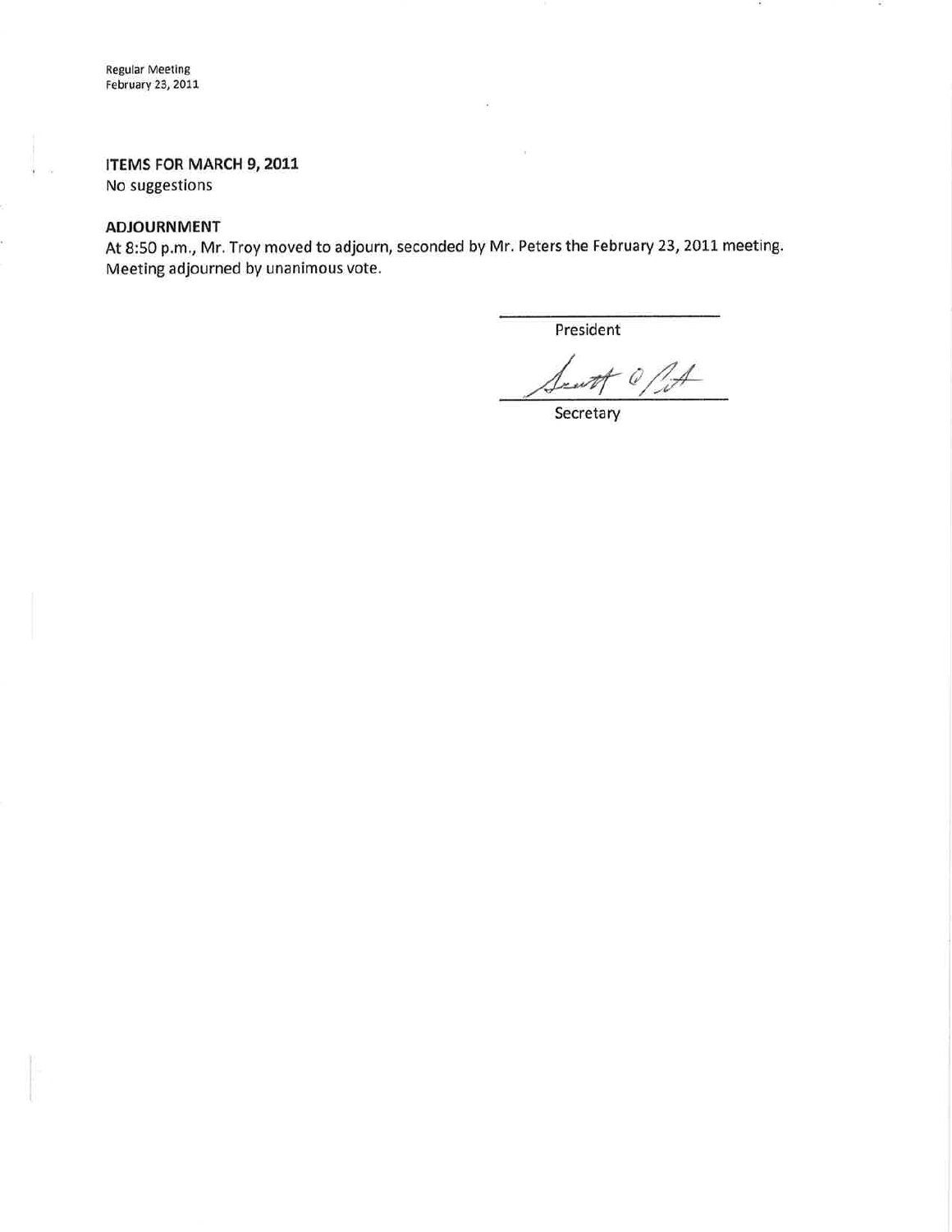**ITEMS FOR MARCH 9, 2011**

No suggestions

**ADJOURNMENT**

At 8:50 p.m., Mr. Troy moved to adjourn, seconded by Mr. Peters the February 23, 2011 meeting. Meeting adjourned by unanimous vote.

President

Secretary